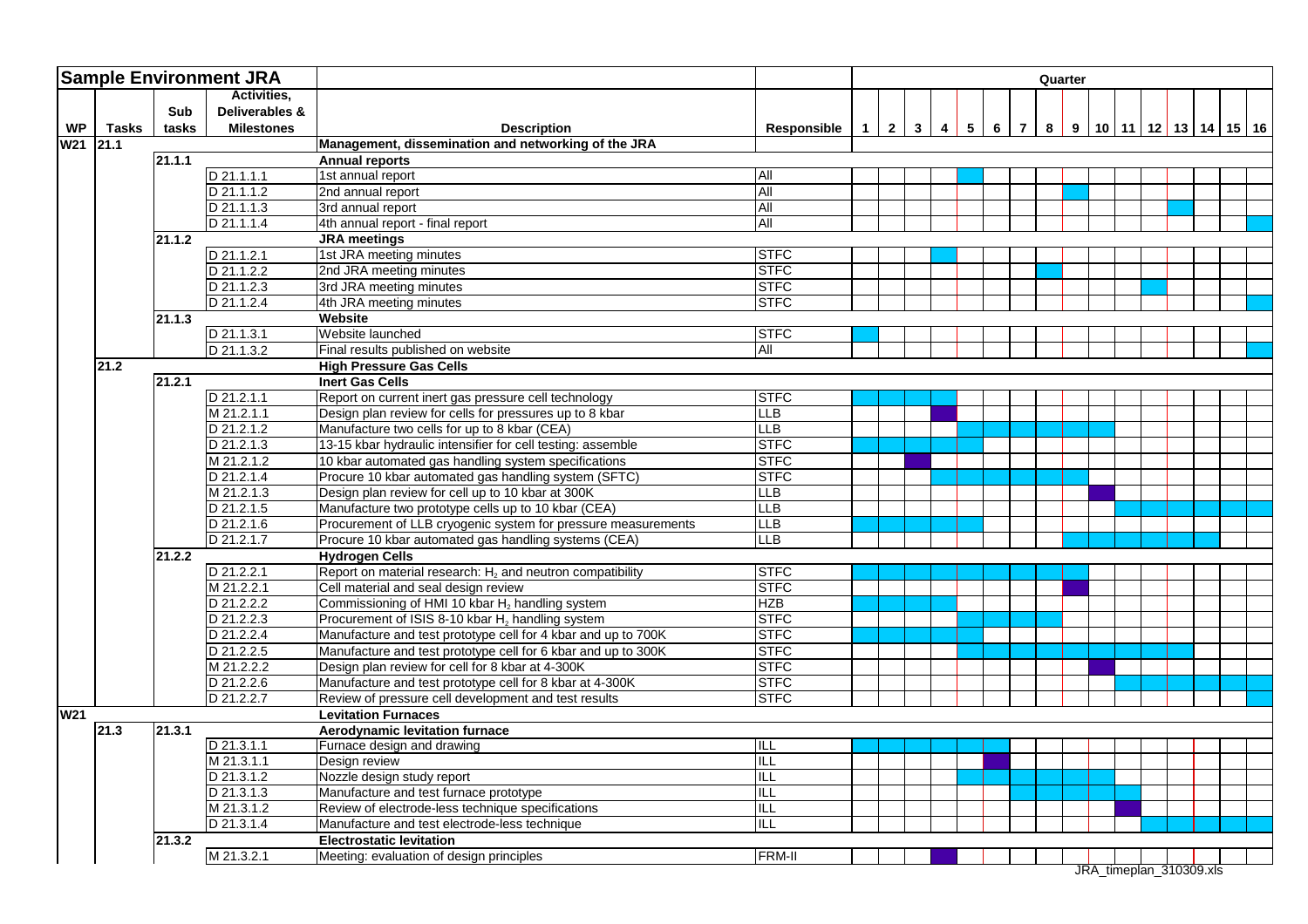| WP | Tasks | Sub tasks | Activities, Deliverables & Milestones | Description | Responsible | 1 | 2 | 3 | 4 | 5 | 6 | 7 | 8 | 9 | 10 | 11 | 12 | 13 | 14 | 15 | 16 |
|---|---|---|---|---|---|---|---|---|---|---|---|---|---|---|---|---|---|---|---|---|---|
| **Sample Environment JRA** | | | | | | | | | | | | | | | | | | | | | |
| W21 | 21.1 | | | **Management, dissemination and networking of the JRA** | | | | | | | | | | | | | | | | | |
| | | 21.1.1 | | **Annual reports** | | | | | | | | | | | | | | | | | |
| | | | D 21.1.1.1 | 1st annual report | All | | | | | X | | | | | | | | | | | |
| | | | D 21.1.1.2 | 2nd annual report | All | | | | | | | | | X | | | | | | | |
| | | | D 21.1.1.3 | 3rd annual report | All | | | | | | | | | | | | | X | | | |
| | | | D 21.1.1.4 | 4th annual report - final report | All | | | | | | | | | | | | | | | | X |
| | | 21.1.2 | | **JRA meetings** | | | | | | | | | | | | | | | | | |
| | | | D 21.1.2.1 | 1st JRA meeting minutes | STFC | | | | X | | | | | | | | | | | | |
| | | | D 21.1.2.2 | 2nd JRA meeting minutes | STFC | | | | | | | | X | | | | | | | | |
| | | | D 21.1.2.3 | 3rd JRA meeting minutes | STFC | | | | | | | | | | | | X | | | | |
| | | | D 21.1.2.4 | 4th JRA meeting minutes | STFC | | | | | | | | | | | | | | | | X |
| | | 21.1.3 | | **Website** | | | | | | | | | | | | | | | | | |
| | | | D 21.1.3.1 | Website launched | STFC | X | | | | | | | | | | | | | | | |
| | | | D 21.1.3.2 | Final results published on website | All | | | | | | | | | | | | | | | | X |
| | 21.2 | | | **High Pressure Gas Cells** | | | | | | | | | | | | | | | | | |
| | | 21.2.1 | | **Inert Gas Cells** | | | | | | | | | | | | | | | | | |
| | | | D 21.2.1.1 | Report on current inert gas pressure cell technology | STFC | X | X | X | X | | | | | | | | | | | | |
| | | | M 21.2.1.1 | Design plan review for cells for pressures up to 8 kbar | LLB | | | | X | | | | | | | | | | | | |
| | | | D 21.2.1.2 | Manufacture two cells for up to 8 kbar (CEA) | LLB | | | | | X | X | X | X | X | X | | | | | | |
| | | | D 21.2.1.3 | 13-15 kbar hydraulic intensifier for cell testing: assemble | STFC | X | X | X | X | X | | | | | | | | | | | |
| | | | M 21.2.1.2 | 10 kbar automated gas handling system specifications | STFC | | | X | | | | | | | | | | | | | |
| | | | D 21.2.1.4 | Procure 10 kbar automated gas handling system (SFTC) | STFC | | | | X | X | X | X | X | X | | | | | | | |
| | | | M 21.2.1.3 | Design plan review for cell up to 10 kbar at 300K | LLB | | | | | | | | | | X | | | | | | |
| | | | D 21.2.1.5 | Manufacture two prototype cells up to 10 kbar (CEA) | LLB | | | | | | | | | | | X | X | X | X | X | X |
| | | | D 21.2.1.6 | Procurement of LLB cryogenic system for pressure measurements | LLB | X | X | X | X | X | | | | | | | | | | | |
| | | | D 21.2.1.7 | Procure 10 kbar automated gas handling systems (CEA) | LLB | | | | | | | | | X | X | X | X | X | X | | |
| | | 21.2.2 | | **Hydrogen Cells** | | | | | | | | | | | | | | | | | |
| | | | D 21.2.2.1 | Report on material research: $H_2$ and neutron compatibility | STFC | X | X | X | X | X | X | X | X | | | | | | | | |
| | | | M 21.2.2.1 | Cell material and seal design review | STFC | | | | | | | | | X | | | | | | | |
| | | | D 21.2.2.2 | Commissioning of HMI 10 kbar $H_2$ handling system | HZB | X | X | X | X | | | | | | | | | | | | |
| | | | D 21.2.2.3 | Procurement of ISIS 8-10 kbar $H_2$ handling system | STFC | | | | | X | X | X | X | | | | | | | | |
| | | | D 21.2.2.4 | Manufacture and test prototype cell for 4 kbar and up to 700K | STFC | X | X | X | X | X | | | | | | | | | | | |
| | | | D 21.2.2.5 | Manufacture and test prototype cell for 6 kbar and up to 300K | STFC | | | | | X | X | X | X | X | X | X | X | X | | | |
| | | | M 21.2.2.2 | Design plan review for cell for 8 kbar at 4-300K | STFC | | | | | | | | | | X | | | | | | |
| | | | D 21.2.2.6 | Manufacture and test prototype cell for 8 kbar at 4-300K | STFC | | | | | | | | | | | X | X | X | X | | |
| | | | D 21.2.2.7 | Review of pressure cell development and test results | STFC | | | | | | | | | | | | | | | | X |
| W21 | | | | **Levitation Furnaces** | | | | | | | | | | | | | | | | | |
| | 21.3 | 21.3.1 | | **Aerodynamic levitation furnace** | | | | | | | | | | | | | | | | | |
| | | | D 21.3.1.1 | Furnace design and drawing | ILL | X | X | X | X | X | X | | | | | | | | | | |
| | | | M 21.3.1.1 | Design review | ILL | | | | | | X | | | | | | | | | | |
| | | | D 21.3.1.2 | Nozzle design study report | ILL | | | | | X | X | X | X | X | X | | | | | | |
| | | | D 21.3.1.3 | Manufacture and test furnace prototype | ILL | | | | | | | X | X | X | X | | | | | | |
| | | | M 21.3.1.2 | Review of electrode-less technique specifications | ILL | | | | | | | | | | | X | | | | | |
| | | | D 21.3.1.4 | Manufacture and test electrode-less technique | ILL | | | | | | | | | | | | X | X | X | X | X |
| | | 21.3.2 | | **Electrostatic levitation** | | | | | | | | | | | | | | | | | |
| | | | M 21.3.2.1 | Meeting: evaluation of design principles | FRM-II | | | | X | | | | | | | | | | | | |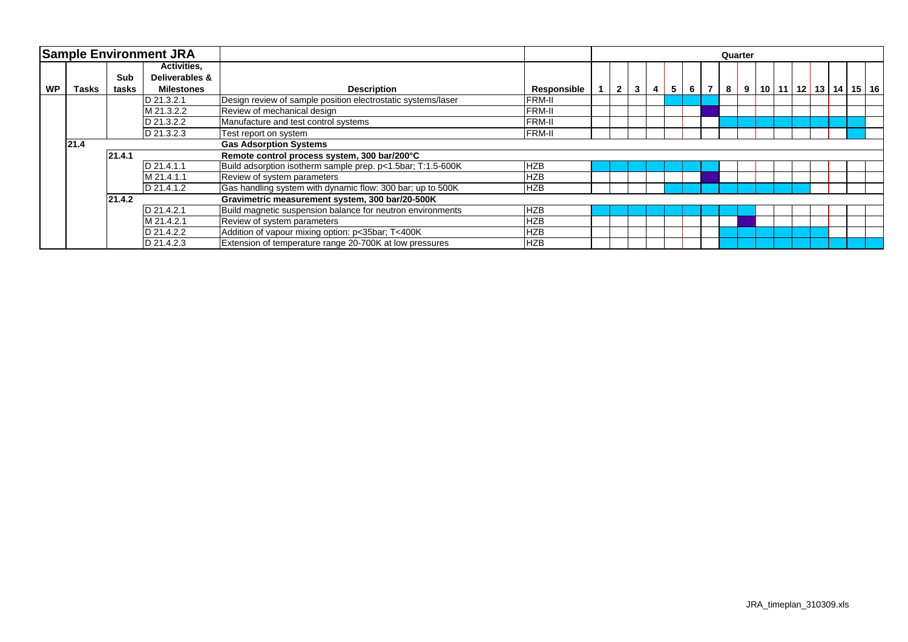| Sample Environment JRA | | | | | Quarter | | | | | | | | | | | | | | | |
|---|---|---|---|---|---|---|---|---|---|---|---|---|---|---|---|---|---|---|---|---|
| WP | Tasks | Sub tasks | Activities, Deliverables & Milestones | Description | Responsible | 1 | 2 | 3 | 4 | 5 | 6 | 7 | 8 | 9 | 10 | 11 | 12 | 13 | 14 | 15 | 16 |
| | | | D 21.3.2.1 | Design review of sample position electrostatic systems/laser | FRM-II | | | | | X | X | | | | | | | | | | |
| | | | M 21.3.2.2 | Review of mechanical design | FRM-II | | | | | | | X | | | | | | | | | |
| | | | D 21.3.2.2 | Manufacture and test control systems | FRM-II | | | | | | | | X | X | X | X | X | X | X | X | |
| | | | D 21.3.2.3 | Test report on system | FRM-II | | | | | | | | | | | | | | | X | |
| | **21.4** | | | **Gas Adsorption Systems** | | | | | | | | | | | | | | | | | |
| | | **21.4.1** | | **Remote control process system, 300 bar/200°C** | | | | | | | | | | | | | | | | | |
| | | | D 21.4.1.1 | Build adsorption isotherm sample prep. p<1.5bar; T:1.5-600K | HZB | X | X | X | X | X | X | X | | | | | | | | | |
| | | | M 21.4.1.1 | Review of system parameters | HZB | | | | | | | X | | | | | | | | | |
| | | | D 21.4.1.2 | Gas handling system with dynamic flow: 300 bar; up to 500K | HZB | | | | | X | X | X | X | X | X | X | X | | | | |
| | | **21.4.2** | | **Gravimetric measurement system, 300 bar/20-500K** | | | | | | | | | | | | | | | | | |
| | | | D 21.4.2.1 | Build magnetic suspension balance for neutron environments | HZB | X | X | X | X | X | X | X | X | | | | | | | | |
| | | | M 21.4.2.1 | Review of system parameters | HZB | | | | | | | | | X | | | | | | | |
| | | | D 21.4.2.2 | Addition of vapour mixing option: p<35bar; T<400K | HZB | | | | | | | | X | X | X | X | X | X | | | |
| | | | D 21.4.2.3 | Extension of temperature range 20-700K at low pressures | HZB | | | | | | | | X | X | X | X | X | X | X | X | X |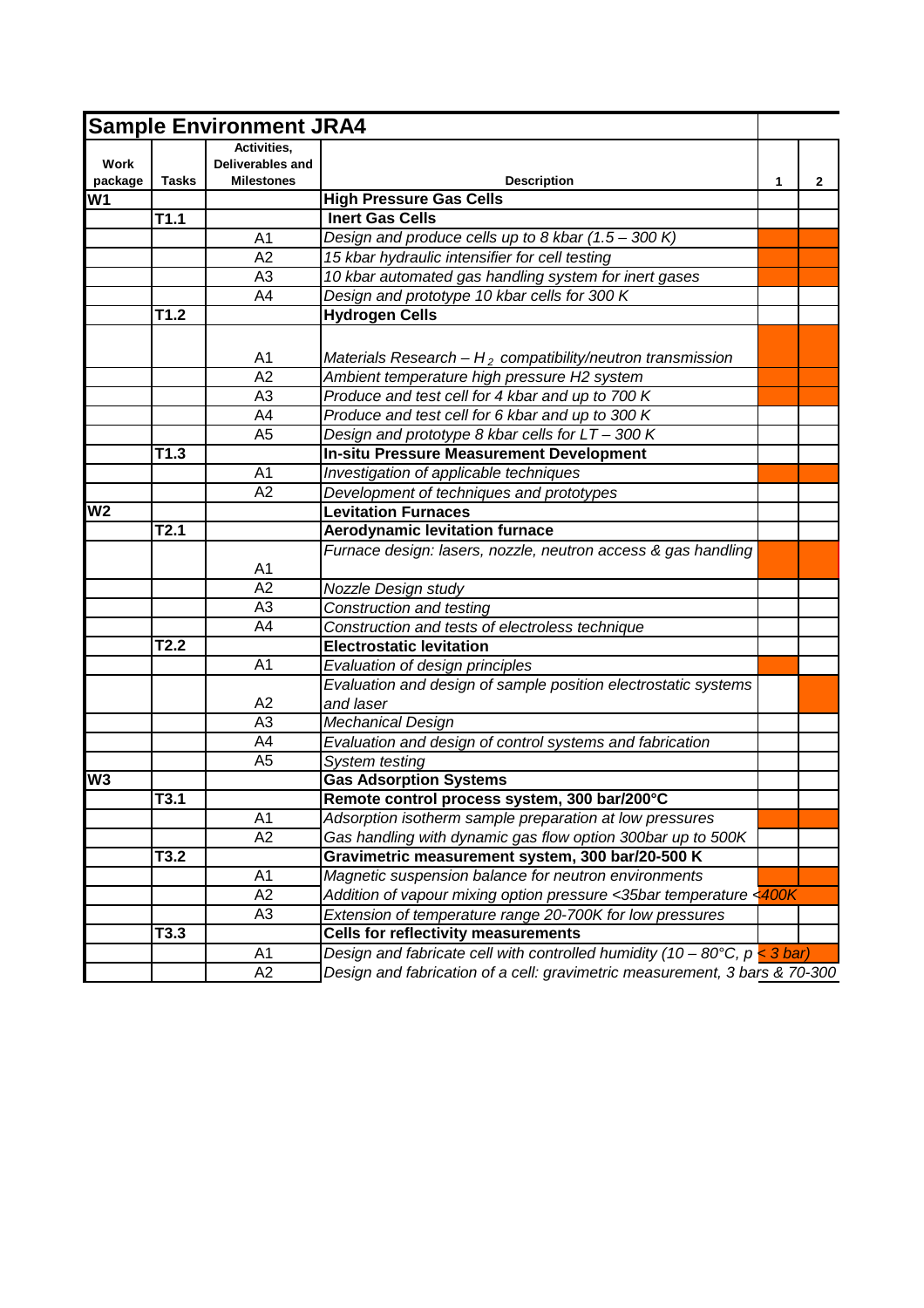## Sample Environment JRA4

| Work package | Tasks | Activities, Deliverables and Milestones | Description | 1 | 2 |
|---|---|---|---|---|---|
| W1 | | | **High Pressure Gas Cells** | | |
| | T1.1 | | **Inert Gas Cells** | | |
| | | A1 | *Design and produce cells up to 8 kbar (1.5 – 300 K)* | | |
| | | A2 | *15 kbar hydraulic intensifier for cell testing* | | |
| | | A3 | *10 kbar automated gas handling system for inert gases* | | |
| | | A4 | *Design and prototype 10 kbar cells for 300 K* | | |
| | T1.2 | | **Hydrogen Cells** | | |
| | | A1 | *Materials Research – $H_2$ compatibility/neutron transmission* | | |
| | | A2 | *Ambient temperature high pressure H2 system* | | |
| | | A3 | *Produce and test cell for 4 kbar and up to 700 K* | | |
| | | A4 | *Produce and test cell for 6 kbar and up to 300 K* | | |
| | | A5 | *Design and prototype 8 kbar cells for LT – 300 K* | | |
| | T1.3 | | **In-situ Pressure Measurement Development** | | |
| | | A1 | *Investigation of applicable techniques* | | |
| | | A2 | *Development of techniques and prototypes* | | |
| W2 | | | **Levitation Furnaces** | | |
| | T2.1 | | **Aerodynamic levitation furnace** | | |
| | | A1 | *Furnace design: lasers, nozzle, neutron access & gas handling* | | |
| | | A2 | *Nozzle Design study* | | |
| | | A3 | *Construction and testing* | | |
| | | A4 | *Construction and tests of electroless technique* | | |
| | T2.2 | | **Electrostatic levitation** | | |
| | | A1 | *Evaluation of design principles* | | |
| | | A2 | *Evaluation and design of sample position electrostatic systems and laser* | | |
| | | A3 | *Mechanical Design* | | |
| | | A4 | *Evaluation and design of control systems and fabrication* | | |
| | | A5 | *System testing* | | |
| W3 | | | **Gas Adsorption Systems** | | |
| | T3.1 | | **Remote control process system, 300 bar/200°C** | | |
| | | A1 | *Adsorption isotherm sample preparation at low pressures* | | |
| | | A2 | *Gas handling with dynamic gas flow option 300bar up to 500K* | | |
| | T3.2 | | **Gravimetric measurement system, 300 bar/20-500 K** | | |
| | | A1 | *Magnetic suspension balance for neutron environments* | | |
| | | A2 | *Addition of vapour mixing option pressure <35bar temperature <400K* | | |
| | | A3 | *Extension of temperature range 20-700K for low pressures* | | |
| | T3.3 | | **Cells for reflectivity measurements** | | |
| | | A1 | *Design and fabricate cell with controlled humidity (10 – 80°C, p < 3 bar)* | | |
| | | A2 | *Design and fabrication of a cell: gravimetric measurement, 3 bars & 70-300* | | |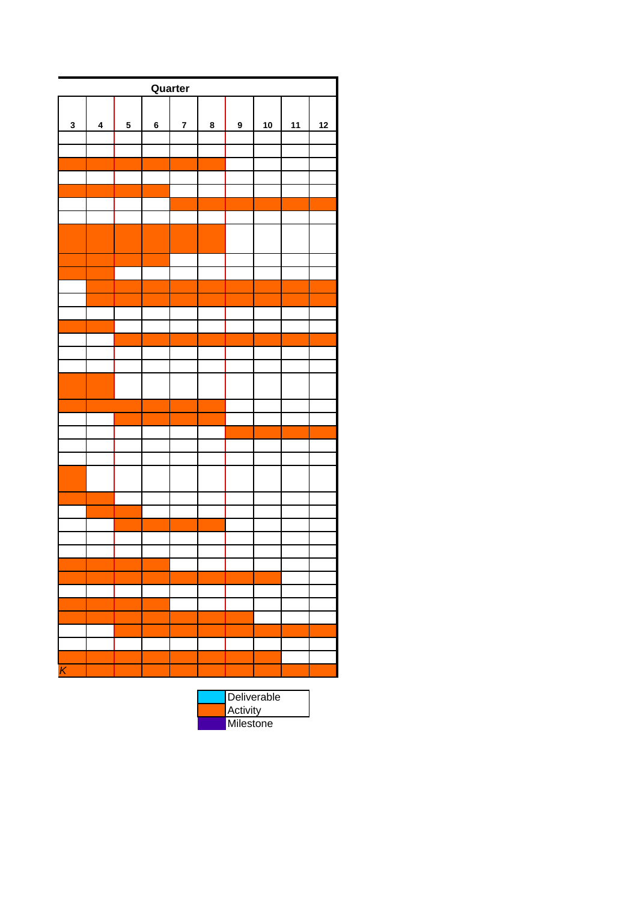Quarter

3 4 5 6 7 8 9 10 11 12

K

Deliverable
Activity
Milestone